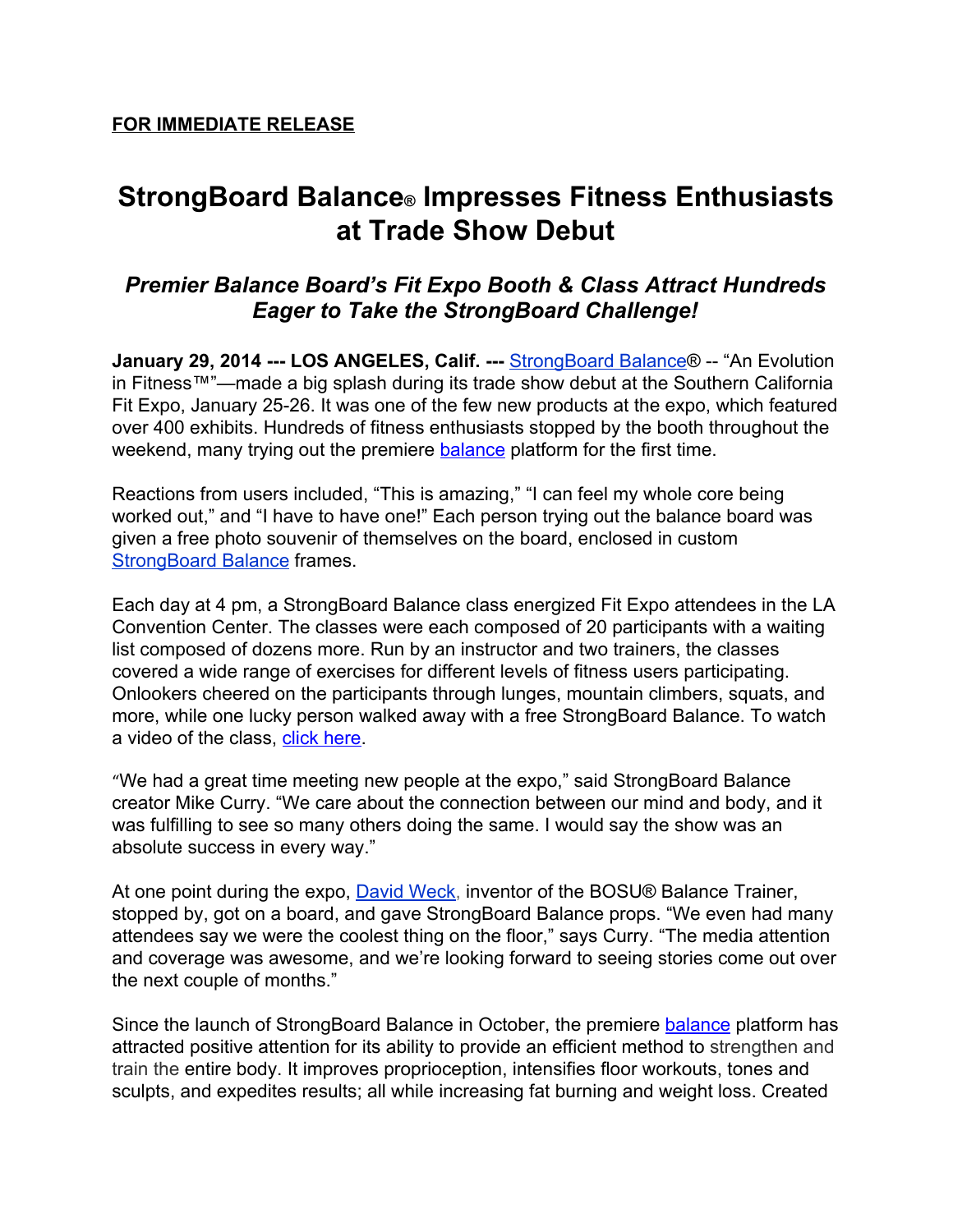**FOR IMMEDIATE RELEASE**

# StrongBoard Balance® Impresses Fitness Enthusiasts at Trade Show Debut

## *Premier Balance Board's Fit Expo Booth & Class Attract Hundreds Eager to Take the StrongBoard Challenge!*

**January 29, 2014 --- LOS ANGELES, Calif. ---** StrongBoard Balance® -- "An Evolution in Fitness™"—made a big splash during its trade show debut at the Southern California Fit Expo, January 25-26. It was one of the few new products at the expo, which featured over 400 exhibits. Hundreds of fitness enthusiasts stopped by the booth throughout the weekend, many trying out the premiere balance platform for the first time.

Reactions from users included, "This is amazing," "I can feel my whole core being worked out," and "I have to have one!" Each person trying out the balance board was given a free photo souvenir of themselves on the board, enclosed in custom StrongBoard Balance frames.

Each day at 4 pm, a StrongBoard Balance class energized Fit Expo attendees in the LA Convention Center. The classes were each composed of 20 participants with a waiting list composed of dozens more. Run by an instructor and two trainers, the classes covered a wide range of exercises for different levels of fitness users participating. Onlookers cheered on the participants through lunges, mountain climbers, squats, and more, while one lucky person walked away with a free StrongBoard Balance. To watch a video of the class, click here.

"We had a great time meeting new people at the expo," said StrongBoard Balance creator Mike Curry. "We care about the connection between our mind and body, and it was fulfilling to see so many others doing the same. I would say the show was an absolute success in every way."

At one point during the expo, David Weck, inventor of the BOSU® Balance Trainer, stopped by, got on a board, and gave StrongBoard Balance props. "We even had many attendees say we were the coolest thing on the floor," says Curry. "The media attention and coverage was awesome, and we're looking forward to seeing stories come out over the next couple of months."

Since the launch of StrongBoard Balance in October, the premiere balance platform has attracted positive attention for its ability to provide an efficient method to strengthen and train the entire body. It improves proprioception, intensifies floor workouts, tones and sculpts, and expedites results; all while increasing fat burning and weight loss. Created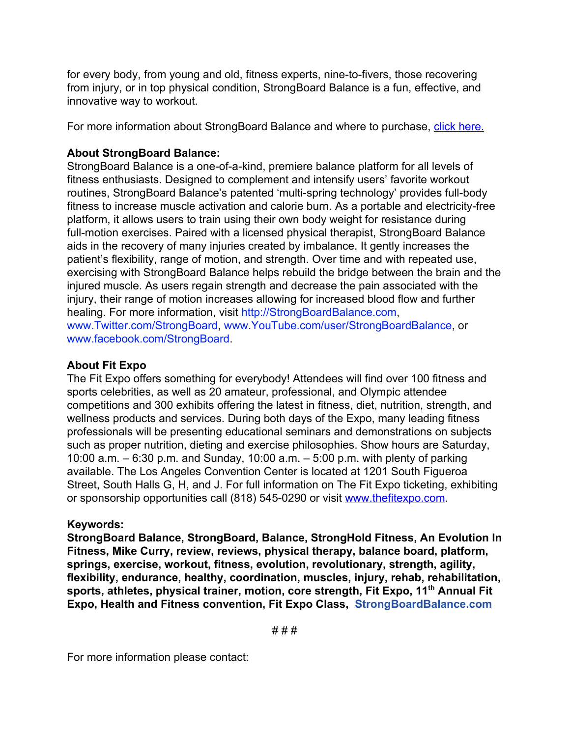for every body, from young and old, fitness experts, nine-to-fivers, those recovering from injury, or in top physical condition, StrongBoard Balance is a fun, effective, and innovative way to workout.

For more information about StrongBoard Balance and where to purchase, [click here.]()

**About StrongBoard Balance:**
StrongBoard Balance is a one-of-a-kind, premiere balance platform for all levels of fitness enthusiasts. Designed to complement and intensify users' favorite workout routines, StrongBoard Balance's patented 'multi-spring technology' provides full-body fitness to increase muscle activation and calorie burn. As a portable and electricity-free platform, it allows users to train using their own body weight for resistance during full-motion exercises. Paired with a licensed physical therapist, StrongBoard Balance aids in the recovery of many injuries created by imbalance. It gently increases the patient's flexibility, range of motion, and strength. Over time and with repeated use, exercising with StrongBoard Balance helps rebuild the bridge between the brain and the injured muscle. As users regain strength and decrease the pain associated with the injury, their range of motion increases allowing for increased blood flow and further healing. For more information, visit http://StrongBoardBalance.com, www.Twitter.com/StrongBoard, www.YouTube.com/user/StrongBoardBalance, or www.facebook.com/StrongBoard.

**About Fit Expo**
The Fit Expo offers something for everybody! Attendees will find over 100 fitness and sports celebrities, as well as 20 amateur, professional, and Olympic attendee competitions and 300 exhibits offering the latest in fitness, diet, nutrition, strength, and wellness products and services. During both days of the Expo, many leading fitness professionals will be presenting educational seminars and demonstrations on subjects such as proper nutrition, dieting and exercise philosophies. Show hours are Saturday, 10:00 a.m. – 6:30 p.m. and Sunday, 10:00 a.m. – 5:00 p.m. with plenty of parking available. The Los Angeles Convention Center is located at 1201 South Figueroa Street, South Halls G, H, and J. For full information on The Fit Expo ticketing, exhibiting or sponsorship opportunities call (818) 545-0290 or visit www.thefitexpo.com.

**Keywords:**
**StrongBoard Balance, StrongBoard, Balance, StrongHold Fitness, An Evolution In Fitness, Mike Curry, review, reviews, physical therapy, balance board, platform, springs, exercise, workout, fitness, evolution, revolutionary, strength, agility, flexibility, endurance, healthy, coordination, muscles, injury, rehab, rehabilitation, sports, athletes, physical trainer, motion, core strength, Fit Expo, 11th Annual Fit Expo, Health and Fitness convention, Fit Expo Class, StrongBoardBalance.com**

# # #

For more information please contact: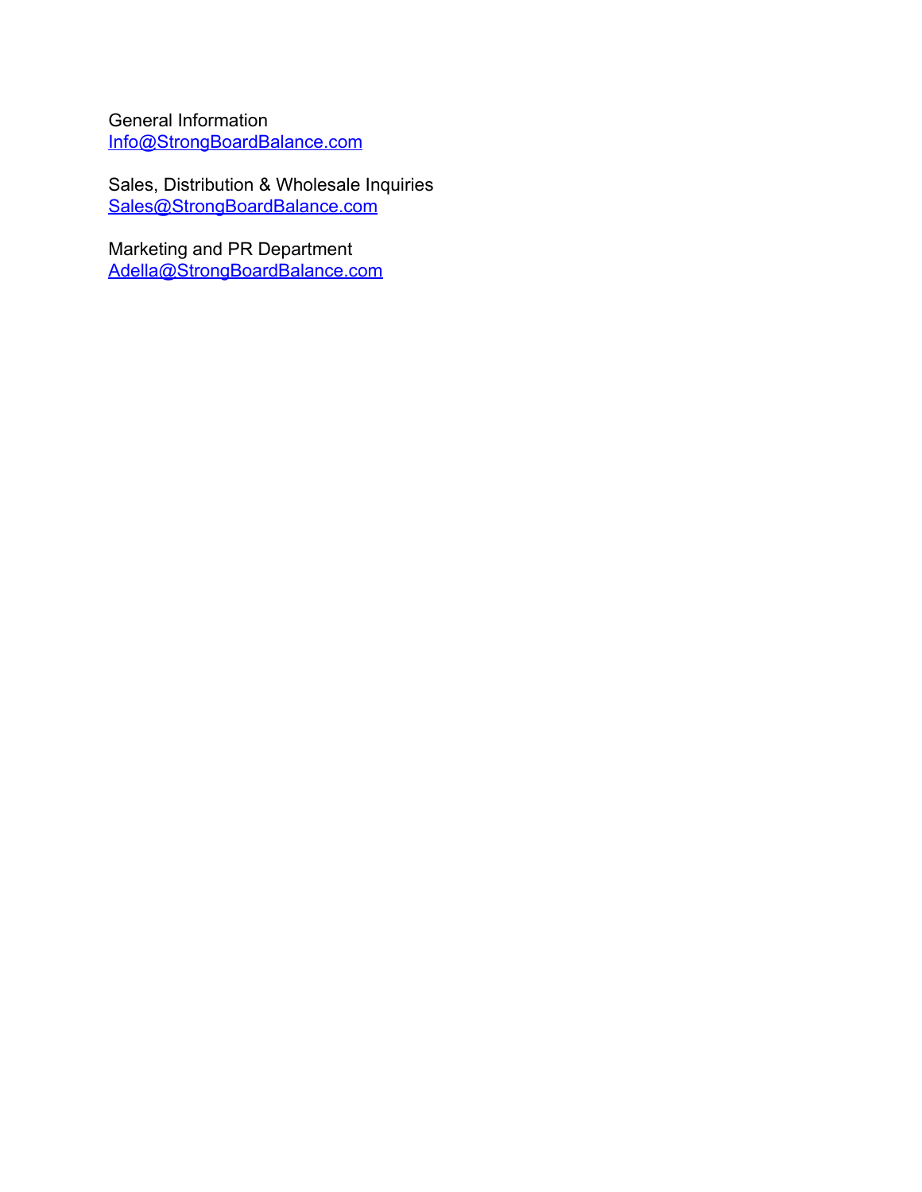General Information
[Info@StrongBoardBalance.com](mailto:Info@StrongBoardBalance.com)

Sales, Distribution & Wholesale Inquiries
[Sales@StrongBoardBalance.com](mailto:Sales@StrongBoardBalance.com)

Marketing and PR Department
[Adella@StrongBoardBalance.com](mailto:Adella@StrongBoardBalance.com)